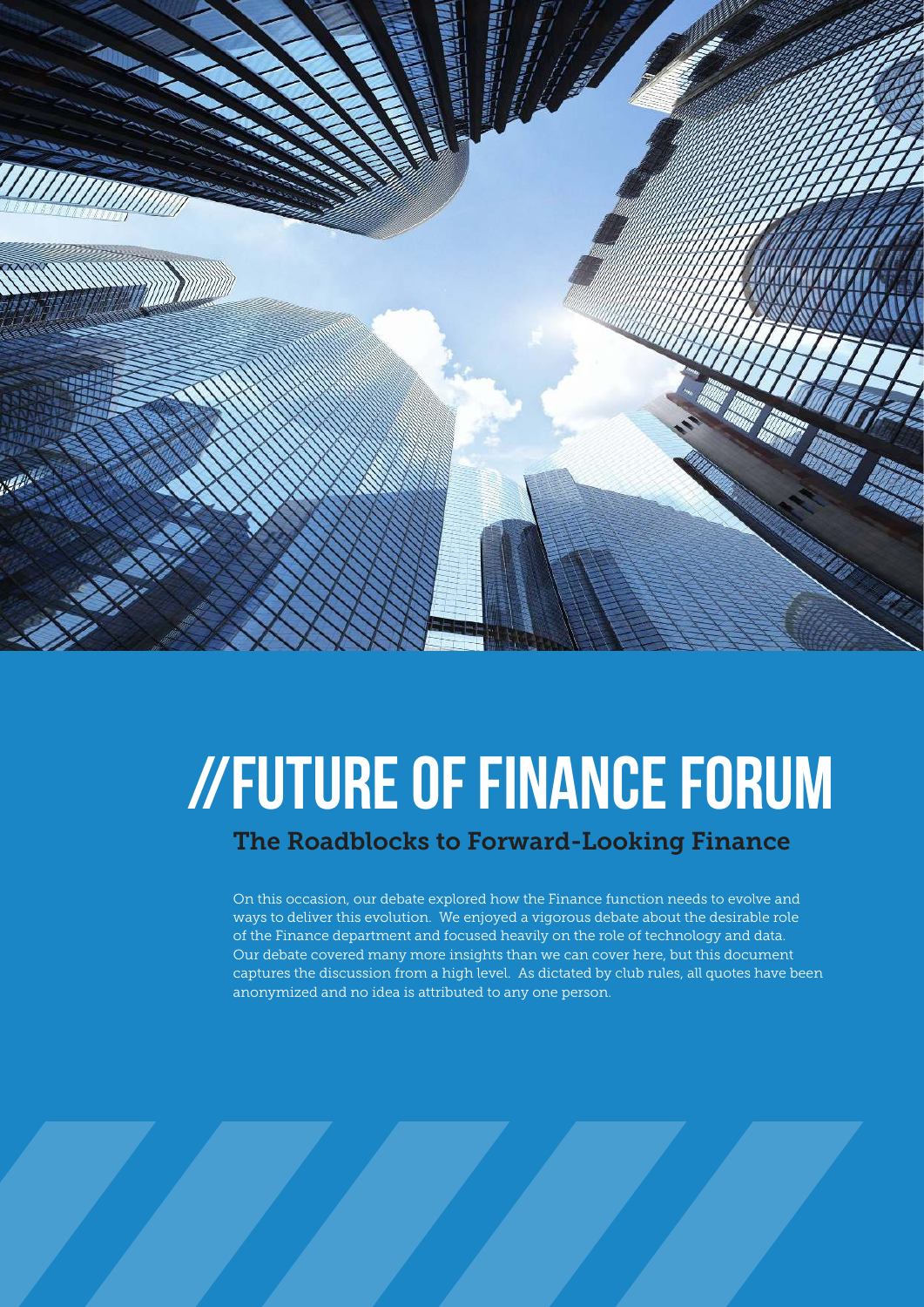# //FUTURE OF FINANCE FORUM

## The Roadblocks to Forward-Looking Finance

On this occasion, our debate explored how the Finance function needs to evolve and ways to deliver this evolution. We enjoyed a vigorous debate about the desirable role of the Finance department and focused heavily on the role of technology and data. Our debate covered many more insights than we can cover here, but this document captures the discussion from a high level. As dictated by club rules, all quotes have been anonymized and no idea is attributed to any one person.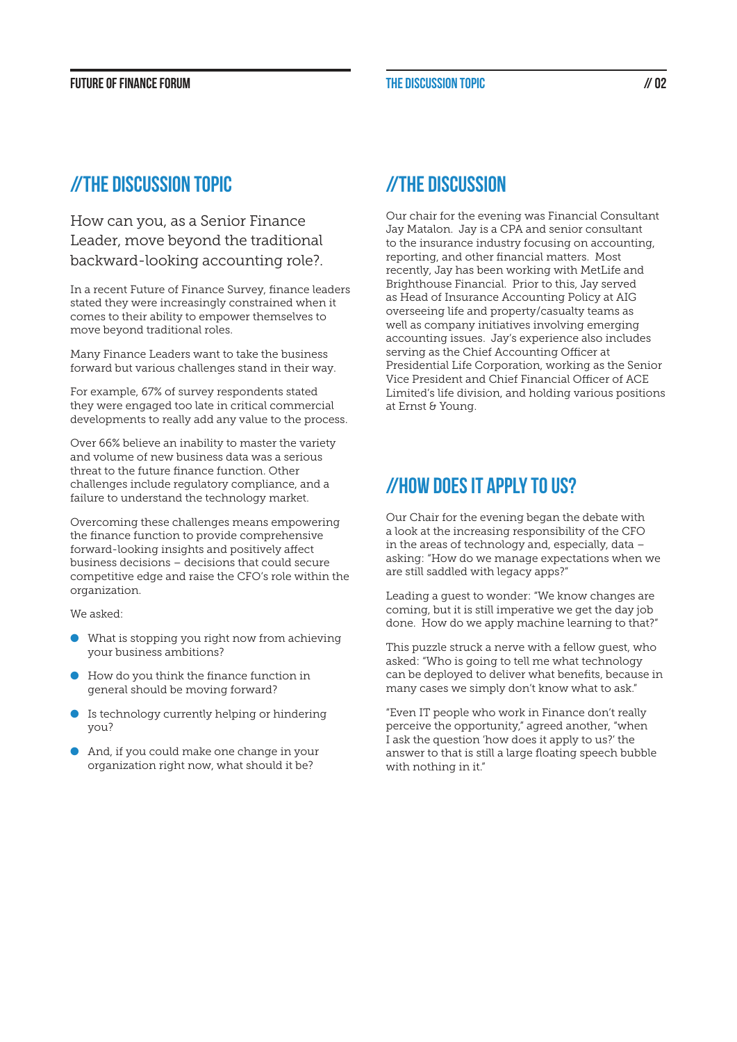## //THE DISCUSSION TOPIC

How can you, as a Senior Finance Leader, move beyond the traditional backward-looking accounting role?.

In a recent Future of Finance Survey, finance leaders stated they were increasingly constrained when it comes to their ability to empower themselves to move beyond traditional roles.

Many Finance Leaders want to take the business forward but various challenges stand in their way.

For example, 67% of survey respondents stated they were engaged too late in critical commercial developments to really add any value to the process.

Over 66% believe an inability to master the variety and volume of new business data was a serious threat to the future finance function. Other challenges include regulatory compliance, and a failure to understand the technology market.

Overcoming these challenges means empowering the finance function to provide comprehensive forward-looking insights and positively affect business decisions – decisions that could secure competitive edge and raise the CFO's role within the organization.

We asked:

- What is stopping you right now from achieving your business ambitions?
- How do you think the finance function in general should be moving forward?
- Is technology currently helping or hindering you?
- And, if you could make one change in your organization right now, what should it be?

## //THE DISCUSSION

Our chair for the evening was Financial Consultant Jay Matalon. Jay is a CPA and senior consultant to the insurance industry focusing on accounting, reporting, and other financial matters. Most recently, Jay has been working with MetLife and Brighthouse Financial. Prior to this, Jay served as Head of Insurance Accounting Policy at AIG overseeing life and property/casualty teams as well as company initiatives involving emerging accounting issues. Jay's experience also includes serving as the Chief Accounting Officer at Presidential Life Corporation, working as the Senior Vice President and Chief Financial Officer of ACE Limited's life division, and holding various positions at Ernst & Young.

## //HOW DOES IT APPLY TO US?

Our Chair for the evening began the debate with a look at the increasing responsibility of the CFO in the areas of technology and, especially, data – asking: "How do we manage expectations when we are still saddled with legacy apps?"

Leading a guest to wonder: "We know changes are coming, but it is still imperative we get the day job done. How do we apply machine learning to that?"

This puzzle struck a nerve with a fellow guest, who asked: "Who is going to tell me what technology can be deployed to deliver what benefits, because in many cases we simply don't know what to ask."

"Even IT people who work in Finance don't really perceive the opportunity," agreed another, "when I ask the question 'how does it apply to us?' the answer to that is still a large floating speech bubble with nothing in it."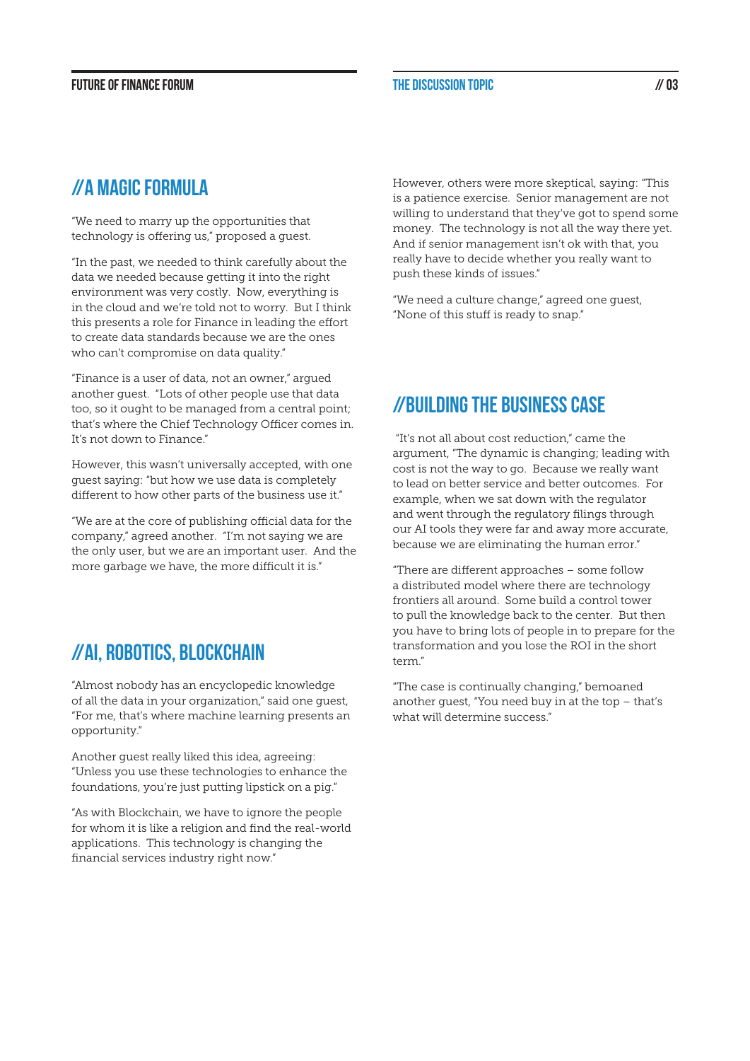## // A MAGIC FORMULA

"We need to marry up the opportunities that technology is offering us," proposed a guest.

"In the past, we needed to think carefully about the data we needed because getting it into the right environment was very costly. Now, everything is in the cloud and we're told not to worry. But I think this presents a role for Finance in leading the effort to create data standards because we are the ones who can't compromise on data quality."

"Finance is a user of data, not an owner," argued another guest. "Lots of other people use that data too, so it ought to be managed from a central point; that's where the Chief Technology Officer comes in. It's not down to Finance."

However, this wasn't universally accepted, with one guest saying: "but how we use data is completely different to how other parts of the business use it."

"We are at the core of publishing official data for the company," agreed another. "I'm not saying we are the only user, but we are an important user. And the more garbage we have, the more difficult it is."

## // AI, ROBOTICS, BLOCKCHAIN

"Almost nobody has an encyclopedic knowledge of all the data in your organization," said one guest, "For me, that's where machine learning presents an opportunity."

Another guest really liked this idea, agreeing: "Unless you use these technologies to enhance the foundations, you're just putting lipstick on a pig."

"As with Blockchain, we have to ignore the people for whom it is like a religion and find the real-world applications. This technology is changing the financial services industry right now."

However, others were more skeptical, saying: "This is a patience exercise. Senior management are not willing to understand that they've got to spend some money. The technology is not all the way there yet. And if senior management isn't ok with that, you really have to decide whether you really want to push these kinds of issues."

"We need a culture change," agreed one guest, "None of this stuff is ready to snap."

## // BUILDING THE BUSINESS CASE

"It's not all about cost reduction," came the argument, "The dynamic is changing; leading with cost is not the way to go. Because we really want to lead on better service and better outcomes. For example, when we sat down with the regulator and went through the regulatory filings through our AI tools they were far and away more accurate, because we are eliminating the human error."

"There are different approaches – some follow a distributed model where there are technology frontiers all around. Some build a control tower to pull the knowledge back to the center. But then you have to bring lots of people in to prepare for the transformation and you lose the ROI in the short term."

"The case is continually changing," bemoaned another guest, "You need buy in at the top – that's what will determine success."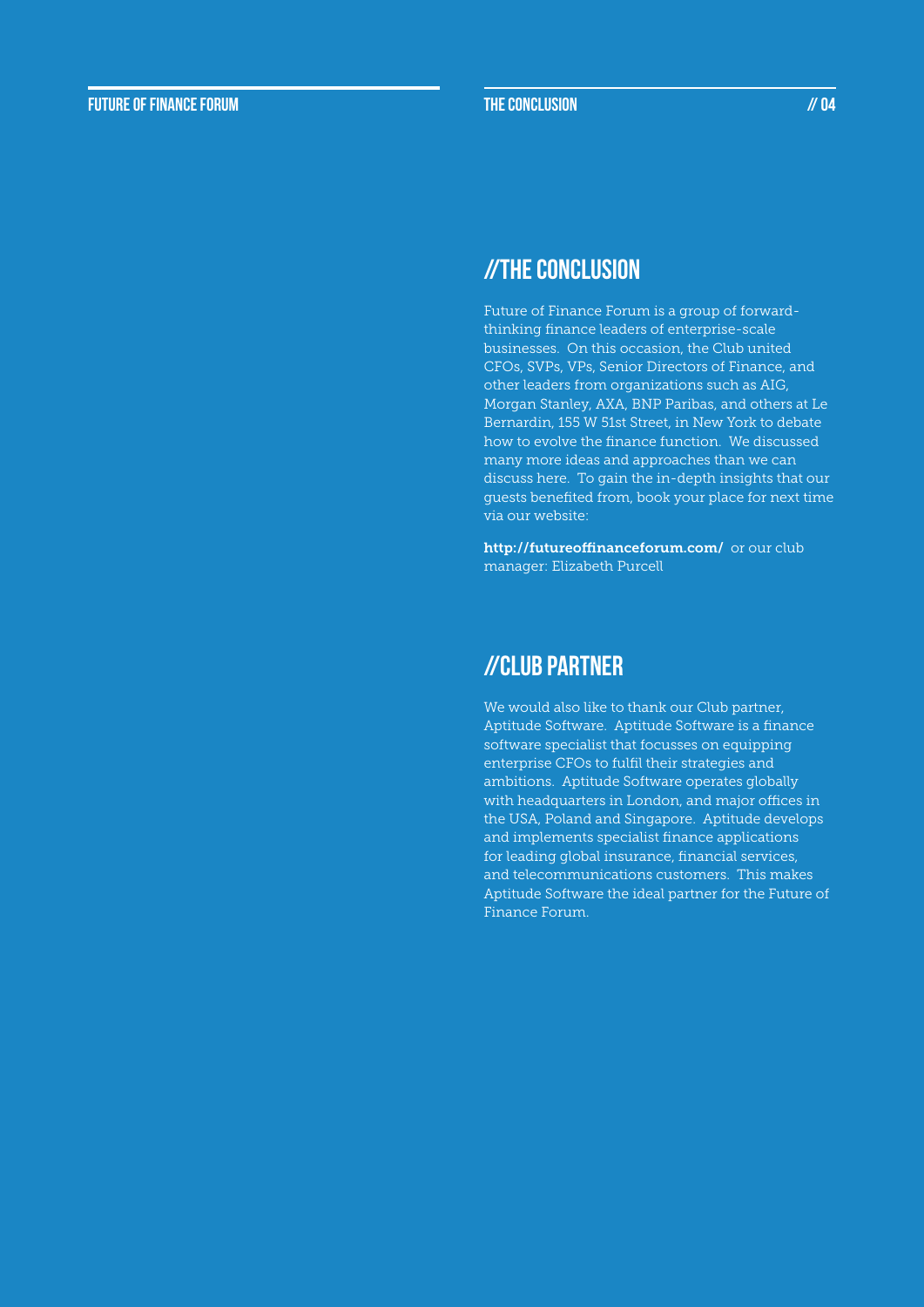## //THE CONCLUSION

Future of Finance Forum is a group of forward-thinking finance leaders of enterprise-scale businesses. On this occasion, the Club united CFOs, SVPs, VPs, Senior Directors of Finance, and other leaders from organizations such as AIG, Morgan Stanley, AXA, BNP Paribas, and others at Le Bernardin, 155 W 51st Street, in New York to debate how to evolve the finance function. We discussed many more ideas and approaches than we can discuss here. To gain the in-depth insights that our guests benefited from, book your place for next time via our website:

**http://futureoffinanceforum.com/** or our club manager: Elizabeth Purcell

## //CLUB PARTNER

We would also like to thank our Club partner, Aptitude Software. Aptitude Software is a finance software specialist that focusses on equipping enterprise CFOs to fulfil their strategies and ambitions. Aptitude Software operates globally with headquarters in London, and major offices in the USA, Poland and Singapore. Aptitude develops and implements specialist finance applications for leading global insurance, financial services, and telecommunications customers. This makes Aptitude Software the ideal partner for the Future of Finance Forum.